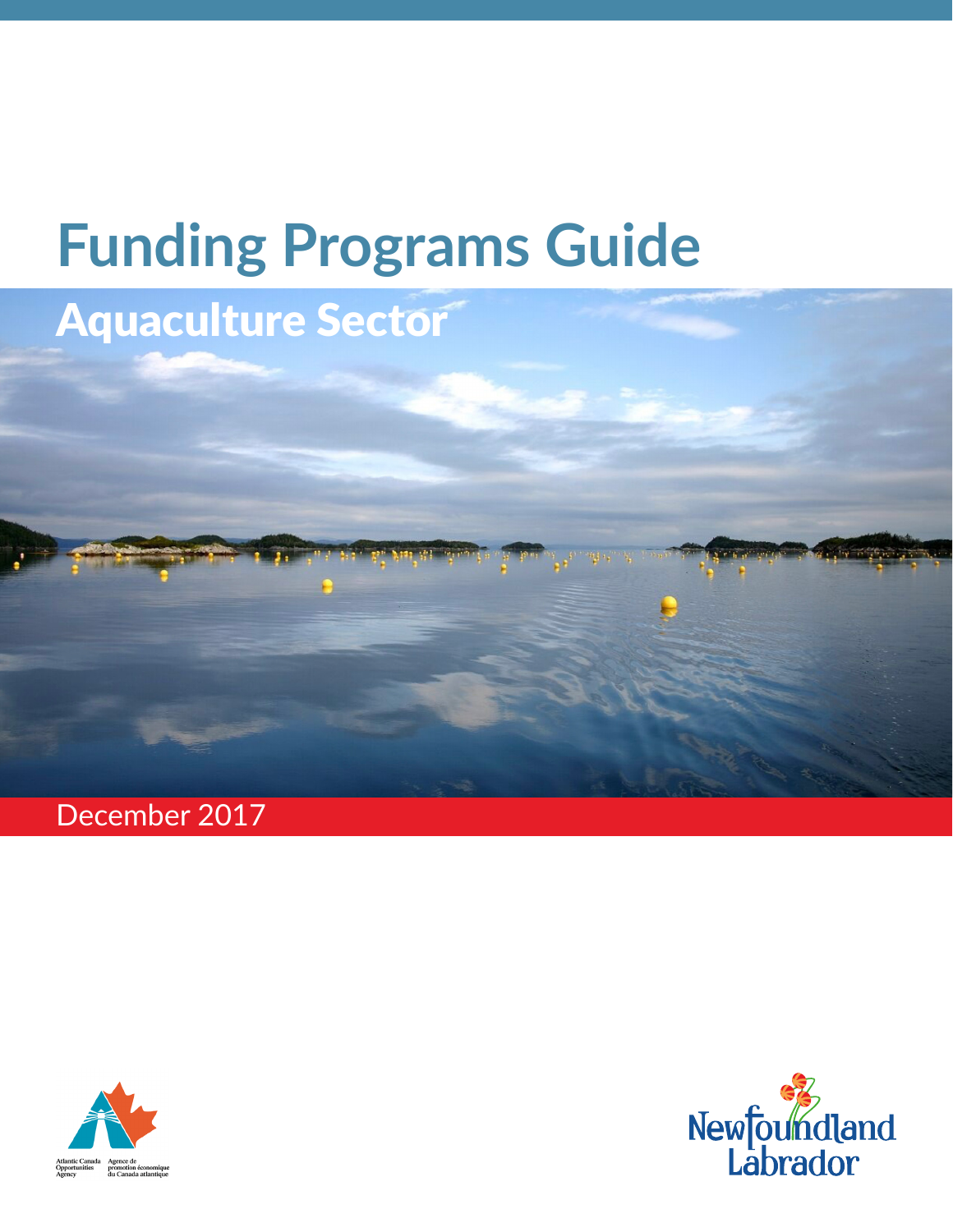# Funding Programs Guide

## Aquaculture Sector

December 2017

Atlantic Canada Opportunities Agency
Agence de promotion économique du Canada atlantique

Newfoundland Labrador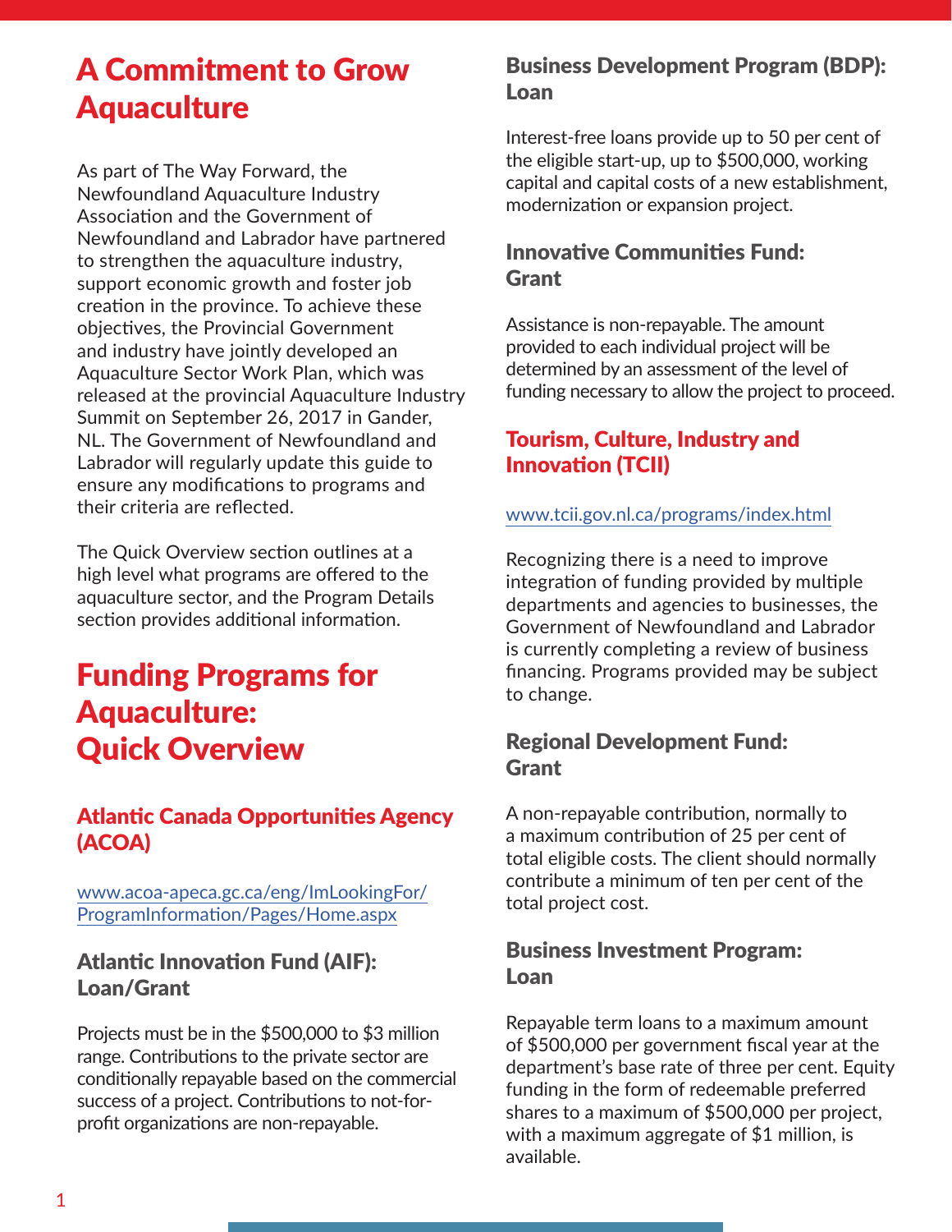# A Commitment to Grow Aquaculture

As part of The Way Forward, the Newfoundland Aquaculture Industry Association and the Government of Newfoundland and Labrador have partnered to strengthen the aquaculture industry, support economic growth and foster job creation in the province. To achieve these objectives, the Provincial Government and industry have jointly developed an Aquaculture Sector Work Plan, which was released at the provincial Aquaculture Industry Summit on September 26, 2017 in Gander, NL. The Government of Newfoundland and Labrador will regularly update this guide to ensure any modifications to programs and their criteria are reflected.

The Quick Overview section outlines at a high level what programs are offered to the aquaculture sector, and the Program Details section provides additional information.

# Funding Programs for Aquaculture: Quick Overview

## Atlantic Canada Opportunities Agency (ACOA)

www.acoa-apeca.gc.ca/eng/ImLookingFor/ProgramInformation/Pages/Home.aspx

### Atlantic Innovation Fund (AIF): Loan/Grant

Projects must be in the $500,000 to $3 million range. Contributions to the private sector are conditionally repayable based on the commercial success of a project. Contributions to not-for-profit organizations are non-repayable.

### Business Development Program (BDP): Loan

Interest-free loans provide up to 50 per cent of the eligible start-up, up to $500,000, working capital and capital costs of a new establishment, modernization or expansion project.

### Innovative Communities Fund: Grant

Assistance is non-repayable. The amount provided to each individual project will be determined by an assessment of the level of funding necessary to allow the project to proceed.

## Tourism, Culture, Industry and Innovation (TCII)

www.tcii.gov.nl.ca/programs/index.html

Recognizing there is a need to improve integration of funding provided by multiple departments and agencies to businesses, the Government of Newfoundland and Labrador is currently completing a review of business financing. Programs provided may be subject to change.

### Regional Development Fund: Grant

A non-repayable contribution, normally to a maximum contribution of 25 per cent of total eligible costs. The client should normally contribute a minimum of ten per cent of the total project cost.

### Business Investment Program: Loan

Repayable term loans to a maximum amount of $500,000 per government fiscal year at the department's base rate of three per cent. Equity funding in the form of redeemable preferred shares to a maximum of $500,000 per project, with a maximum aggregate of $1 million, is available.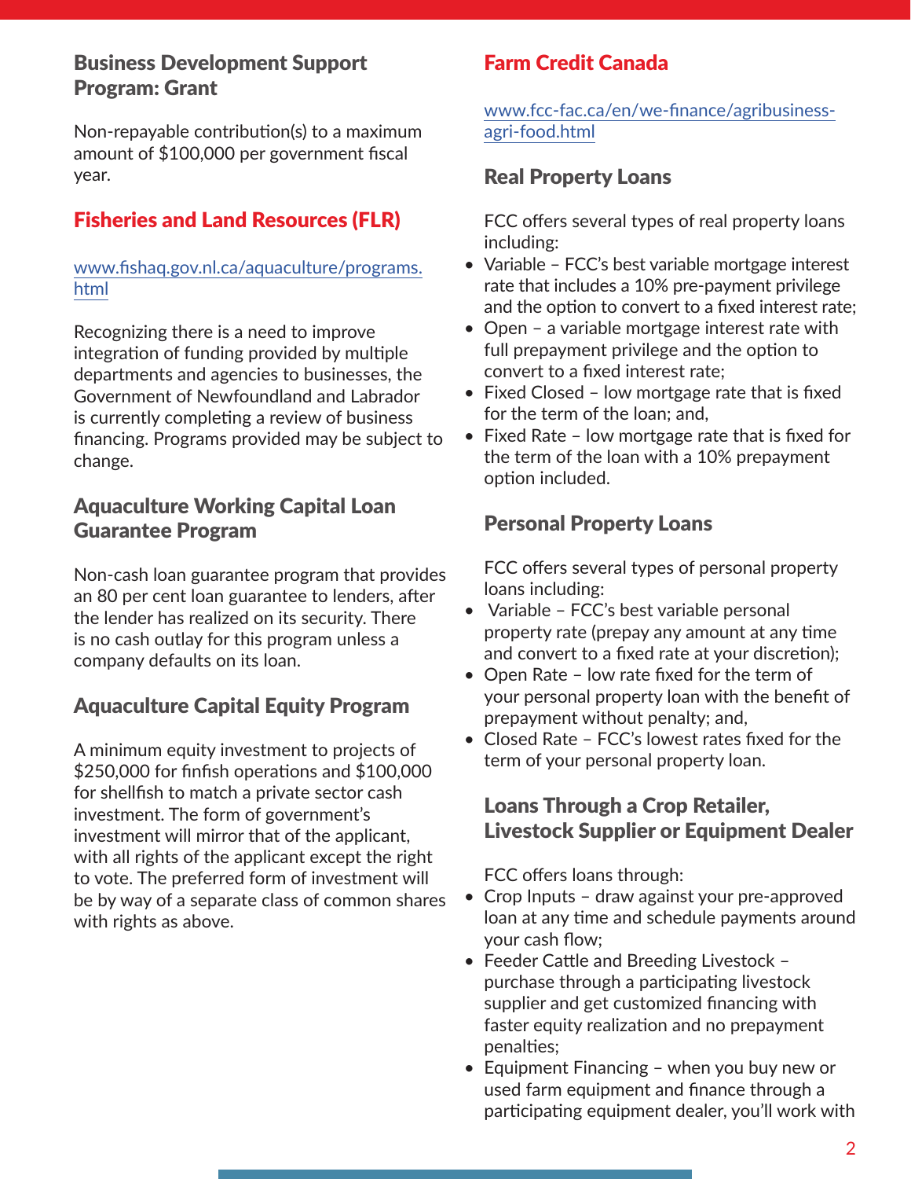### Business Development Support Program: Grant

Non-repayable contribution(s) to a maximum amount of $100,000 per government fiscal year.

## Fisheries and Land Resources (FLR)

www.fishaq.gov.nl.ca/aquaculture/programs.html

Recognizing there is a need to improve integration of funding provided by multiple departments and agencies to businesses, the Government of Newfoundland and Labrador is currently completing a review of business financing. Programs provided may be subject to change.

### Aquaculture Working Capital Loan Guarantee Program

Non-cash loan guarantee program that provides an 80 per cent loan guarantee to lenders, after the lender has realized on its security. There is no cash outlay for this program unless a company defaults on its loan.

### Aquaculture Capital Equity Program

A minimum equity investment to projects of $250,000 for finfish operations and $100,000 for shellfish to match a private sector cash investment. The form of government's investment will mirror that of the applicant, with all rights of the applicant except the right to vote. The preferred form of investment will be by way of a separate class of common shares with rights as above.

## Farm Credit Canada

www.fcc-fac.ca/en/we-finance/agribusiness-agri-food.html

### Real Property Loans

FCC offers several types of real property loans including:

- Variable – FCC's best variable mortgage interest rate that includes a 10% pre-payment privilege and the option to convert to a fixed interest rate;
- Open – a variable mortgage interest rate with full prepayment privilege and the option to convert to a fixed interest rate;
- Fixed Closed – low mortgage rate that is fixed for the term of the loan; and,
- Fixed Rate – low mortgage rate that is fixed for the term of the loan with a 10% prepayment option included.

### Personal Property Loans

FCC offers several types of personal property loans including:

- Variable – FCC's best variable personal property rate (prepay any amount at any time and convert to a fixed rate at your discretion);
- Open Rate – low rate fixed for the term of your personal property loan with the benefit of prepayment without penalty; and,
- Closed Rate – FCC's lowest rates fixed for the term of your personal property loan.

### Loans Through a Crop Retailer, Livestock Supplier or Equipment Dealer

FCC offers loans through:

- Crop Inputs – draw against your pre-approved loan at any time and schedule payments around your cash flow;
- Feeder Cattle and Breeding Livestock – purchase through a participating livestock supplier and get customized financing with faster equity realization and no prepayment penalties;
- Equipment Financing – when you buy new or used farm equipment and finance through a participating equipment dealer, you'll work with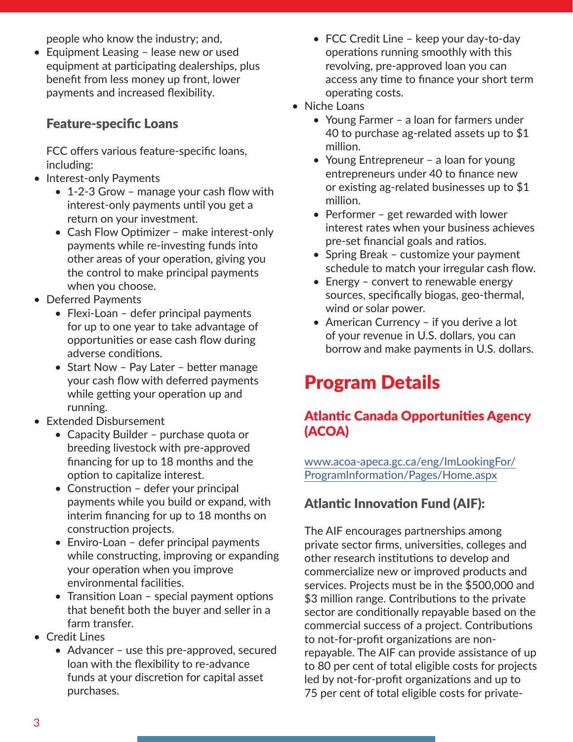people who know the industry; and,

- Equipment Leasing – lease new or used equipment at participating dealerships, plus benefit from less money up front, lower payments and increased flexibility.

### Feature-specific Loans

FCC offers various feature-specific loans, including:

- Interest-only Payments
  - 1-2-3 Grow – manage your cash flow with interest-only payments until you get a return on your investment.
  - Cash Flow Optimizer – make interest-only payments while re-investing funds into other areas of your operation, giving you the control to make principal payments when you choose.
- Deferred Payments
  - Flexi-Loan – defer principal payments for up to one year to take advantage of opportunities or ease cash flow during adverse conditions.
  - Start Now – Pay Later – better manage your cash flow with deferred payments while getting your operation up and running.
- Extended Disbursement
  - Capacity Builder – purchase quota or breeding livestock with pre-approved financing for up to 18 months and the option to capitalize interest.
  - Construction – defer your principal payments while you build or expand, with interim financing for up to 18 months on construction projects.
  - Enviro-Loan – defer principal payments while constructing, improving or expanding your operation when you improve environmental facilities.
  - Transition Loan – special payment options that benefit both the buyer and seller in a farm transfer.
- Credit Lines
  - Advancer – use this pre-approved, secured loan with the flexibility to re-advance funds at your discretion for capital asset purchases.
  - FCC Credit Line – keep your day-to-day operations running smoothly with this revolving, pre-approved loan you can access any time to finance your short term operating costs.
- Niche Loans
  - Young Farmer – a loan for farmers under 40 to purchase ag-related assets up to $1 million.
  - Young Entrepreneur – a loan for young entrepreneurs under 40 to finance new or existing ag-related businesses up to $1 million.
  - Performer – get rewarded with lower interest rates when your business achieves pre-set financial goals and ratios.
  - Spring Break – customize your payment schedule to match your irregular cash flow.
  - Energy – convert to renewable energy sources, specifically biogas, geo-thermal, wind or solar power.
  - American Currency – if you derive a lot of your revenue in U.S. dollars, you can borrow and make payments in U.S. dollars.

# Program Details

## Atlantic Canada Opportunities Agency (ACOA)

www.acoa-apeca.gc.ca/eng/ImLookingFor/ProgramInformation/Pages/Home.aspx

### Atlantic Innovation Fund (AIF):

The AIF encourages partnerships among private sector firms, universities, colleges and other research institutions to develop and commercialize new or improved products and services. Projects must be in the $500,000 and $3 million range. Contributions to the private sector are conditionally repayable based on the commercial success of a project. Contributions to not-for-profit organizations are non-repayable. The AIF can provide assistance of up to 80 per cent of total eligible costs for projects led by not-for-profit organizations and up to 75 per cent of total eligible costs for private-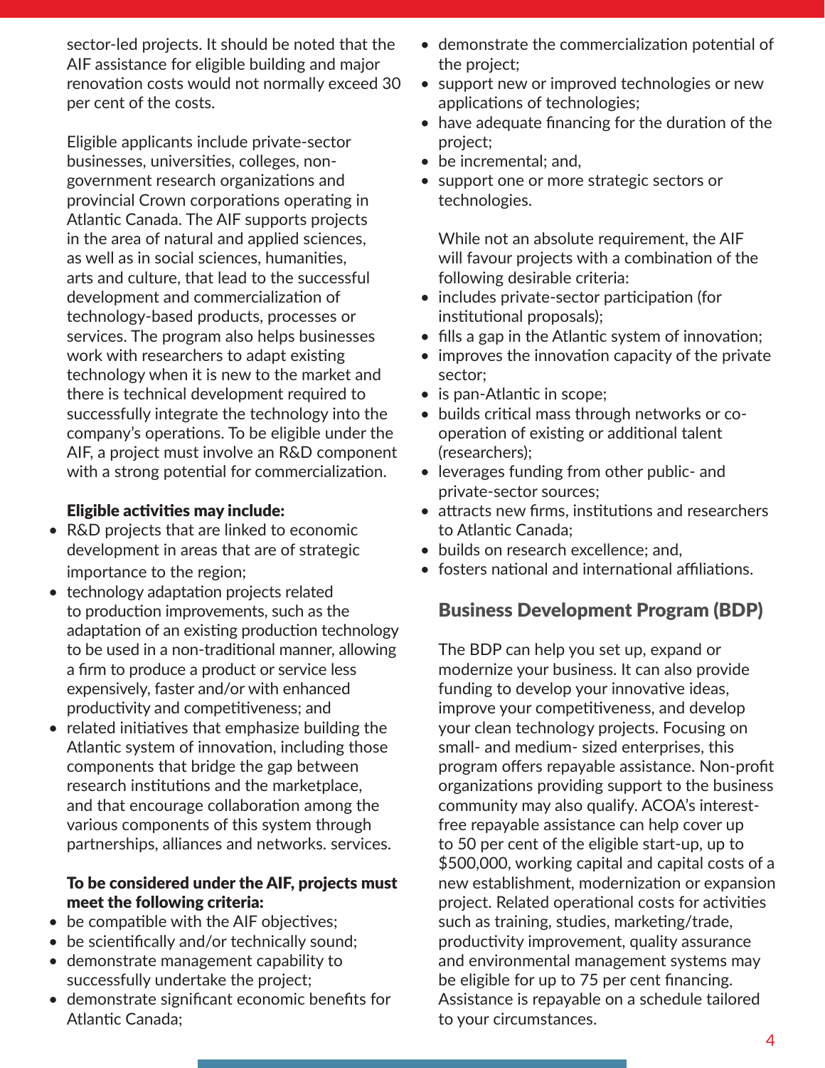sector-led projects. It should be noted that the AIF assistance for eligible building and major renovation costs would not normally exceed 30 per cent of the costs.

Eligible applicants include private-sector businesses, universities, colleges, non-government research organizations and provincial Crown corporations operating in Atlantic Canada. The AIF supports projects in the area of natural and applied sciences, as well as in social sciences, humanities, arts and culture, that lead to the successful development and commercialization of technology-based products, processes or services. The program also helps businesses work with researchers to adapt existing technology when it is new to the market and there is technical development required to successfully integrate the technology into the company's operations. To be eligible under the AIF, a project must involve an R&D component with a strong potential for commercialization.

**Eligible activities may include:**

- R&D projects that are linked to economic development in areas that are of strategic importance to the region;
- technology adaptation projects related to production improvements, such as the adaptation of an existing production technology to be used in a non-traditional manner, allowing a firm to produce a product or service less expensively, faster and/or with enhanced productivity and competitiveness; and
- related initiatives that emphasize building the Atlantic system of innovation, including those components that bridge the gap between research institutions and the marketplace, and that encourage collaboration among the various components of this system through partnerships, alliances and networks. services.

**To be considered under the AIF, projects must meet the following criteria:**

- be compatible with the AIF objectives;
- be scientifically and/or technically sound;
- demonstrate management capability to successfully undertake the project;
- demonstrate significant economic benefits for Atlantic Canada;
- demonstrate the commercialization potential of the project;
- support new or improved technologies or new applications of technologies;
- have adequate financing for the duration of the project;
- be incremental; and,
- support one or more strategic sectors or technologies.

While not an absolute requirement, the AIF will favour projects with a combination of the following desirable criteria:

- includes private-sector participation (for institutional proposals);
- fills a gap in the Atlantic system of innovation;
- improves the innovation capacity of the private sector;
- is pan-Atlantic in scope;
- builds critical mass through networks or co-operation of existing or additional talent (researchers);
- leverages funding from other public- and private-sector sources;
- attracts new firms, institutions and researchers to Atlantic Canada;
- builds on research excellence; and,
- fosters national and international affiliations.

## Business Development Program (BDP)

The BDP can help you set up, expand or modernize your business. It can also provide funding to develop your innovative ideas, improve your competitiveness, and develop your clean technology projects. Focusing on small- and medium- sized enterprises, this program offers repayable assistance. Non-profit organizations providing support to the business community may also qualify. ACOA's interest-free repayable assistance can help cover up to 50 per cent of the eligible start-up, up to $500,000, working capital and capital costs of a new establishment, modernization or expansion project. Related operational costs for activities such as training, studies, marketing/trade, productivity improvement, quality assurance and environmental management systems may be eligible for up to 75 per cent financing. Assistance is repayable on a schedule tailored to your circumstances.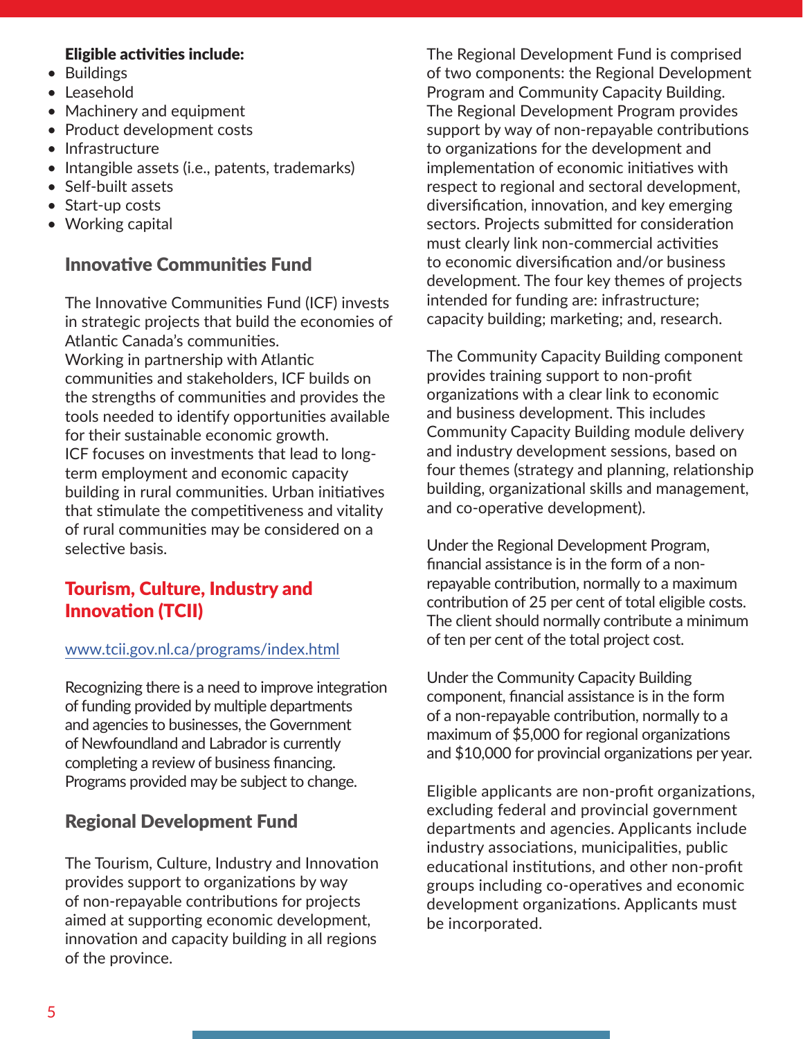**Eligible activities include:**

- Buildings
- Leasehold
- Machinery and equipment
- Product development costs
- Infrastructure
- Intangible assets (i.e., patents, trademarks)
- Self-built assets
- Start-up costs
- Working capital

### Innovative Communities Fund

The Innovative Communities Fund (ICF) invests in strategic projects that build the economies of Atlantic Canada's communities.
Working in partnership with Atlantic communities and stakeholders, ICF builds on the strengths of communities and provides the tools needed to identify opportunities available for their sustainable economic growth.
ICF focuses on investments that lead to long-term employment and economic capacity building in rural communities. Urban initiatives that stimulate the competitiveness and vitality of rural communities may be considered on a selective basis.

## Tourism, Culture, Industry and Innovation (TCII)

www.tcii.gov.nl.ca/programs/index.html

Recognizing there is a need to improve integration of funding provided by multiple departments and agencies to businesses, the Government of Newfoundland and Labrador is currently completing a review of business financing. Programs provided may be subject to change.

### Regional Development Fund

The Tourism, Culture, Industry and Innovation provides support to organizations by way of non-repayable contributions for projects aimed at supporting economic development, innovation and capacity building in all regions of the province.

The Regional Development Fund is comprised of two components: the Regional Development Program and Community Capacity Building. The Regional Development Program provides support by way of non-repayable contributions to organizations for the development and implementation of economic initiatives with respect to regional and sectoral development, diversification, innovation, and key emerging sectors. Projects submitted for consideration must clearly link non-commercial activities to economic diversification and/or business development. The four key themes of projects intended for funding are: infrastructure; capacity building; marketing; and, research.

The Community Capacity Building component provides training support to non-profit organizations with a clear link to economic and business development. This includes Community Capacity Building module delivery and industry development sessions, based on four themes (strategy and planning, relationship building, organizational skills and management, and co-operative development).

Under the Regional Development Program, financial assistance is in the form of a non-repayable contribution, normally to a maximum contribution of 25 per cent of total eligible costs. The client should normally contribute a minimum of ten per cent of the total project cost.

Under the Community Capacity Building component, financial assistance is in the form of a non-repayable contribution, normally to a maximum of $5,000 for regional organizations and $10,000 for provincial organizations per year.

Eligible applicants are non-profit organizations, excluding federal and provincial government departments and agencies. Applicants include industry associations, municipalities, public educational institutions, and other non-profit groups including co-operatives and economic development organizations. Applicants must be incorporated.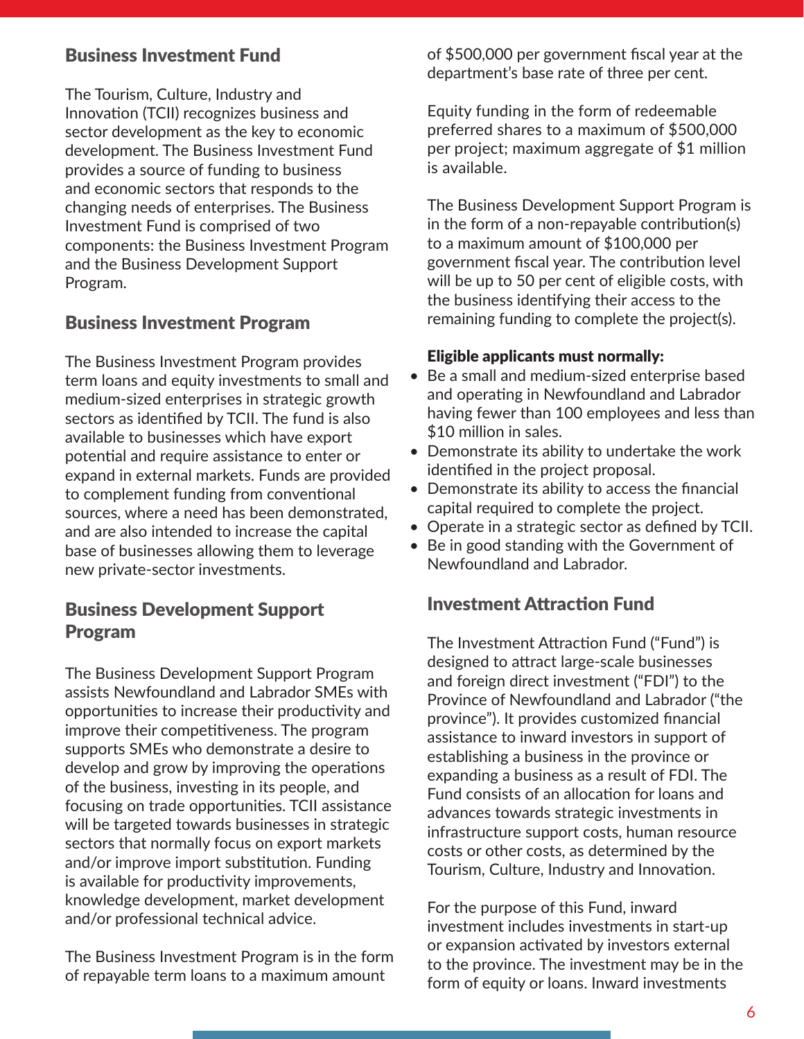## Business Investment Fund

The Tourism, Culture, Industry and Innovation (TCII) recognizes business and sector development as the key to economic development. The Business Investment Fund provides a source of funding to business and economic sectors that responds to the changing needs of enterprises. The Business Investment Fund is comprised of two components: the Business Investment Program and the Business Development Support Program.

## Business Investment Program

The Business Investment Program provides term loans and equity investments to small and medium-sized enterprises in strategic growth sectors as identified by TCII. The fund is also available to businesses which have export potential and require assistance to enter or expand in external markets. Funds are provided to complement funding from conventional sources, where a need has been demonstrated, and are also intended to increase the capital base of businesses allowing them to leverage new private-sector investments.

## Business Development Support Program

The Business Development Support Program assists Newfoundland and Labrador SMEs with opportunities to increase their productivity and improve their competitiveness. The program supports SMEs who demonstrate a desire to develop and grow by improving the operations of the business, investing in its people, and focusing on trade opportunities. TCII assistance will be targeted towards businesses in strategic sectors that normally focus on export markets and/or improve import substitution. Funding is available for productivity improvements, knowledge development, market development and/or professional technical advice.

The Business Investment Program is in the form of repayable term loans to a maximum amount of $500,000 per government fiscal year at the department's base rate of three per cent.

Equity funding in the form of redeemable preferred shares to a maximum of $500,000 per project; maximum aggregate of $1 million is available.

The Business Development Support Program is in the form of a non-repayable contribution(s) to a maximum amount of $100,000 per government fiscal year. The contribution level will be up to 50 per cent of eligible costs, with the business identifying their access to the remaining funding to complete the project(s).

**Eligible applicants must normally:**

- Be a small and medium-sized enterprise based and operating in Newfoundland and Labrador having fewer than 100 employees and less than $10 million in sales.
- Demonstrate its ability to undertake the work identified in the project proposal.
- Demonstrate its ability to access the financial capital required to complete the project.
- Operate in a strategic sector as defined by TCII.
- Be in good standing with the Government of Newfoundland and Labrador.

## Investment Attraction Fund

The Investment Attraction Fund ("Fund") is designed to attract large-scale businesses and foreign direct investment ("FDI") to the Province of Newfoundland and Labrador ("the province"). It provides customized financial assistance to inward investors in support of establishing a business in the province or expanding a business as a result of FDI. The Fund consists of an allocation for loans and advances towards strategic investments in infrastructure support costs, human resource costs or other costs, as determined by the Tourism, Culture, Industry and Innovation.

For the purpose of this Fund, inward investment includes investments in start-up or expansion activated by investors external to the province. The investment may be in the form of equity or loans. Inward investments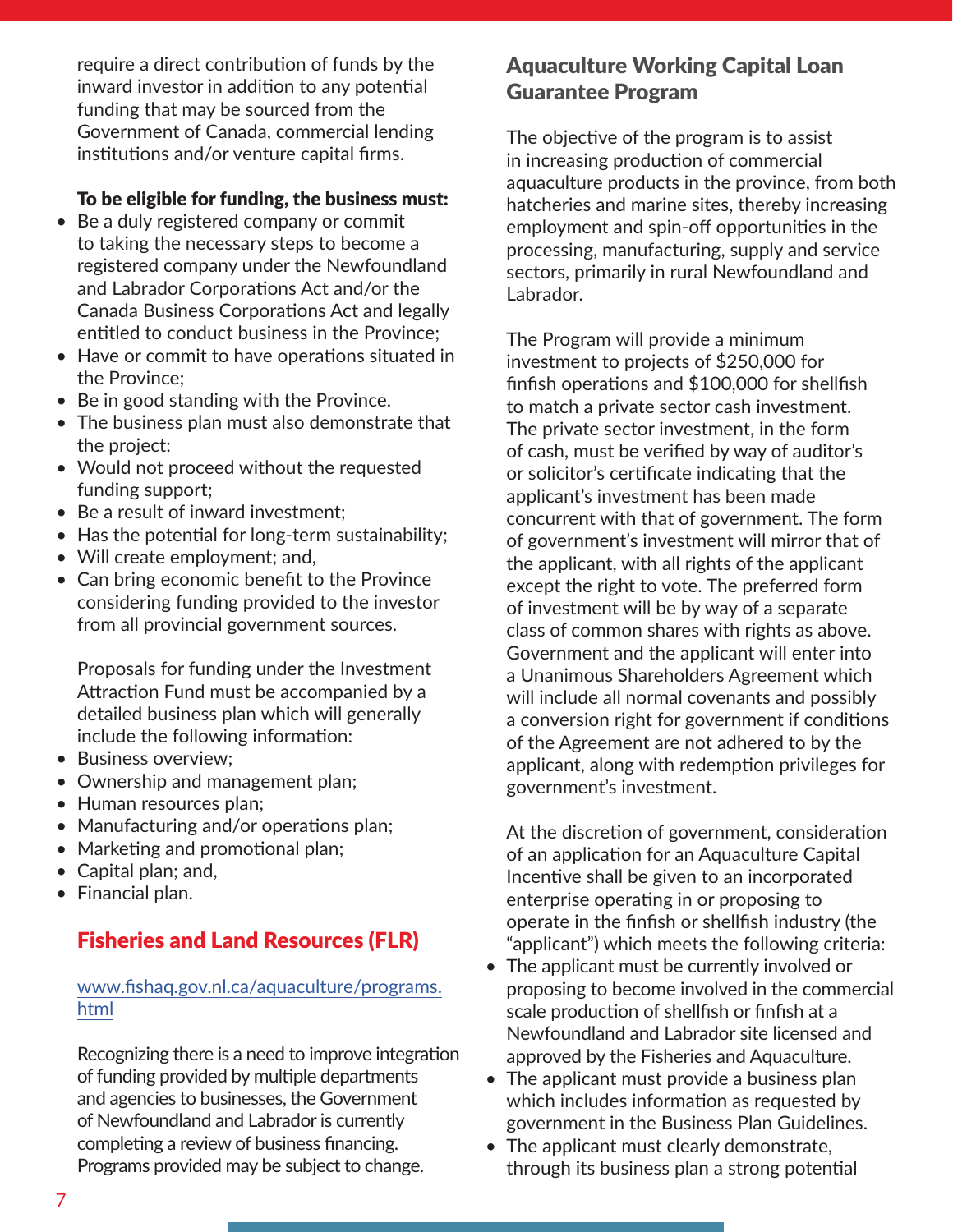require a direct contribution of funds by the inward investor in addition to any potential funding that may be sourced from the Government of Canada, commercial lending institutions and/or venture capital firms.

**To be eligible for funding, the business must:**

- Be a duly registered company or commit to taking the necessary steps to become a registered company under the Newfoundland and Labrador Corporations Act and/or the Canada Business Corporations Act and legally entitled to conduct business in the Province;
- Have or commit to have operations situated in the Province;
- Be in good standing with the Province.
- The business plan must also demonstrate that the project:
- Would not proceed without the requested funding support;
- Be a result of inward investment;
- Has the potential for long-term sustainability;
- Will create employment; and,
- Can bring economic benefit to the Province considering funding provided to the investor from all provincial government sources.

Proposals for funding under the Investment Attraction Fund must be accompanied by a detailed business plan which will generally include the following information:

- Business overview;
- Ownership and management plan;
- Human resources plan;
- Manufacturing and/or operations plan;
- Marketing and promotional plan;
- Capital plan; and,
- Financial plan.

## Fisheries and Land Resources (FLR)

www.fishaq.gov.nl.ca/aquaculture/programs.html

Recognizing there is a need to improve integration of funding provided by multiple departments and agencies to businesses, the Government of Newfoundland and Labrador is currently completing a review of business financing. Programs provided may be subject to change.

### Aquaculture Working Capital Loan Guarantee Program

The objective of the program is to assist in increasing production of commercial aquaculture products in the province, from both hatcheries and marine sites, thereby increasing employment and spin-off opportunities in the processing, manufacturing, supply and service sectors, primarily in rural Newfoundland and Labrador.

The Program will provide a minimum investment to projects of $250,000 for finfish operations and $100,000 for shellfish to match a private sector cash investment. The private sector investment, in the form of cash, must be verified by way of auditor's or solicitor's certificate indicating that the applicant's investment has been made concurrent with that of government. The form of government's investment will mirror that of the applicant, with all rights of the applicant except the right to vote. The preferred form of investment will be by way of a separate class of common shares with rights as above. Government and the applicant will enter into a Unanimous Shareholders Agreement which will include all normal covenants and possibly a conversion right for government if conditions of the Agreement are not adhered to by the applicant, along with redemption privileges for government's investment.

At the discretion of government, consideration of an application for an Aquaculture Capital Incentive shall be given to an incorporated enterprise operating in or proposing to operate in the finfish or shellfish industry (the "applicant") which meets the following criteria:

- The applicant must be currently involved or proposing to become involved in the commercial scale production of shellfish or finfish at a Newfoundland and Labrador site licensed and approved by the Fisheries and Aquaculture.
- The applicant must provide a business plan which includes information as requested by government in the Business Plan Guidelines.
- The applicant must clearly demonstrate, through its business plan a strong potential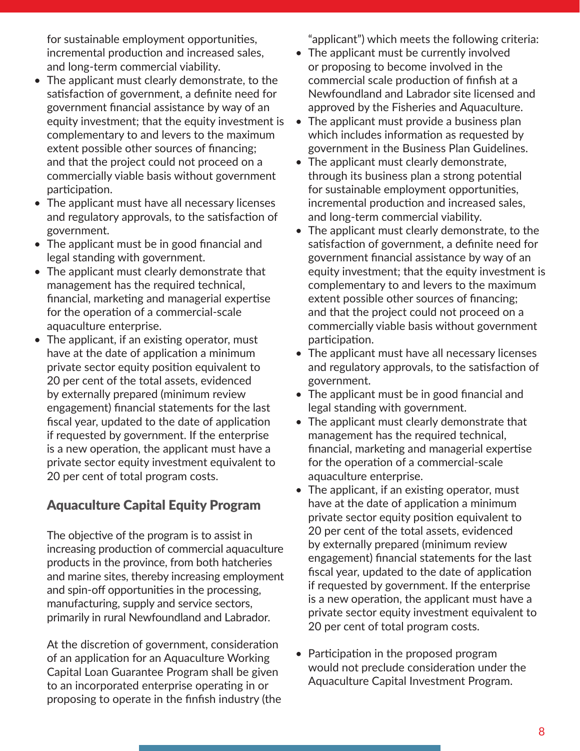for sustainable employment opportunities, incremental production and increased sales, and long-term commercial viability.

- The applicant must clearly demonstrate, to the satisfaction of government, a definite need for government financial assistance by way of an equity investment; that the equity investment is complementary to and levers to the maximum extent possible other sources of financing; and that the project could not proceed on a commercially viable basis without government participation.
- The applicant must have all necessary licenses and regulatory approvals, to the satisfaction of government.
- The applicant must be in good financial and legal standing with government.
- The applicant must clearly demonstrate that management has the required technical, financial, marketing and managerial expertise for the operation of a commercial-scale aquaculture enterprise.
- The applicant, if an existing operator, must have at the date of application a minimum private sector equity position equivalent to 20 per cent of the total assets, evidenced by externally prepared (minimum review engagement) financial statements for the last fiscal year, updated to the date of application if requested by government. If the enterprise is a new operation, the applicant must have a private sector equity investment equivalent to 20 per cent of total program costs.

## Aquaculture Capital Equity Program

The objective of the program is to assist in increasing production of commercial aquaculture products in the province, from both hatcheries and marine sites, thereby increasing employment and spin-off opportunities in the processing, manufacturing, supply and service sectors, primarily in rural Newfoundland and Labrador.

At the discretion of government, consideration of an application for an Aquaculture Working Capital Loan Guarantee Program shall be given to an incorporated enterprise operating in or proposing to operate in the finfish industry (the "applicant") which meets the following criteria:

- The applicant must be currently involved or proposing to become involved in the commercial scale production of finfish at a Newfoundland and Labrador site licensed and approved by the Fisheries and Aquaculture.
- The applicant must provide a business plan which includes information as requested by government in the Business Plan Guidelines.
- The applicant must clearly demonstrate, through its business plan a strong potential for sustainable employment opportunities, incremental production and increased sales, and long-term commercial viability.
- The applicant must clearly demonstrate, to the satisfaction of government, a definite need for government financial assistance by way of an equity investment; that the equity investment is complementary to and levers to the maximum extent possible other sources of financing; and that the project could not proceed on a commercially viable basis without government participation.
- The applicant must have all necessary licenses and regulatory approvals, to the satisfaction of government.
- The applicant must be in good financial and legal standing with government.
- The applicant must clearly demonstrate that management has the required technical, financial, marketing and managerial expertise for the operation of a commercial-scale aquaculture enterprise.
- The applicant, if an existing operator, must have at the date of application a minimum private sector equity position equivalent to 20 per cent of the total assets, evidenced by externally prepared (minimum review engagement) financial statements for the last fiscal year, updated to the date of application if requested by government. If the enterprise is a new operation, the applicant must have a private sector equity investment equivalent to 20 per cent of total program costs.

- Participation in the proposed program would not preclude consideration under the Aquaculture Capital Investment Program.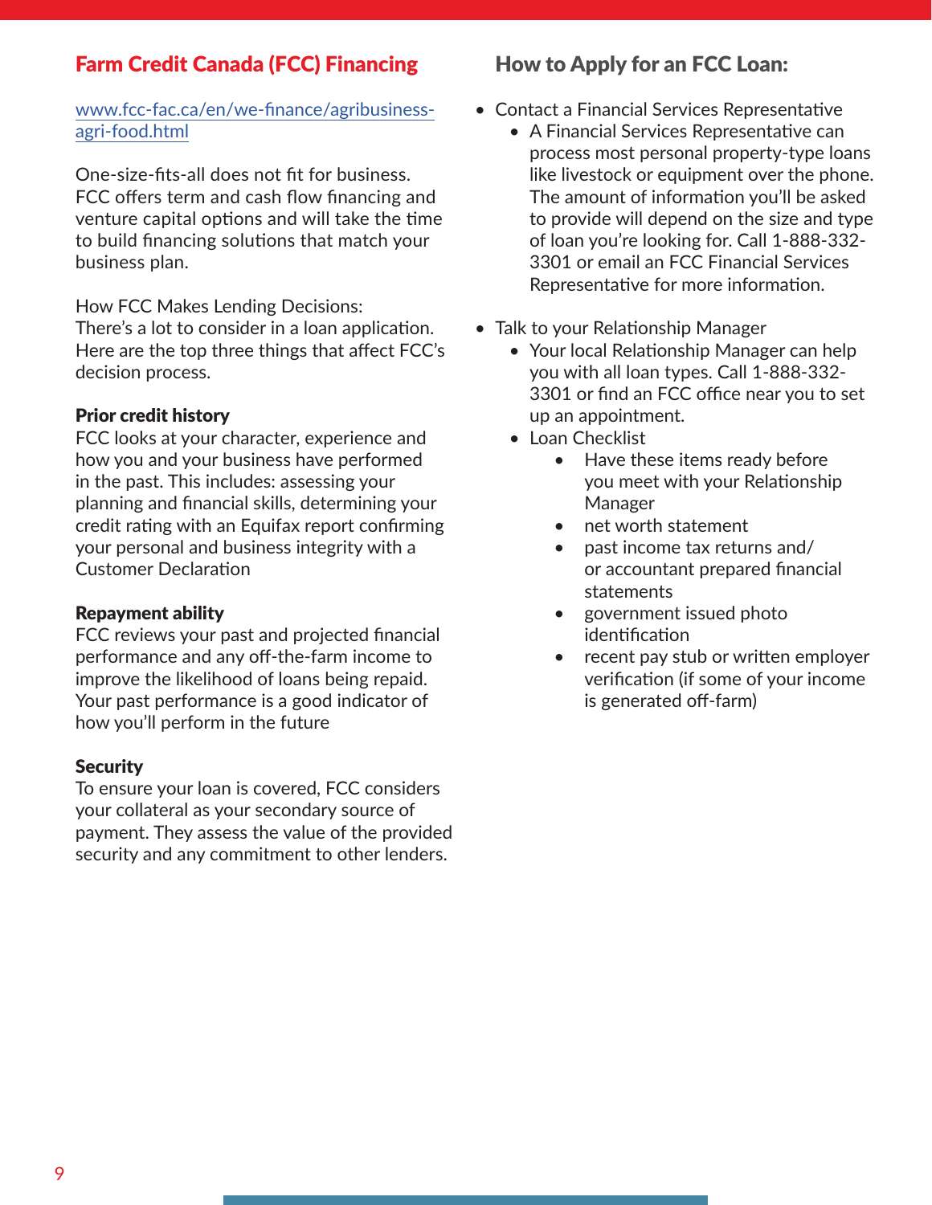## Farm Credit Canada (FCC) Financing

www.fcc-fac.ca/en/we-finance/agribusiness-agri-food.html

One-size-fits-all does not fit for business. FCC offers term and cash flow financing and venture capital options and will take the time to build financing solutions that match your business plan.

How FCC Makes Lending Decisions:
There's a lot to consider in a loan application. Here are the top three things that affect FCC's decision process.

**Prior credit history**
FCC looks at your character, experience and how you and your business have performed in the past. This includes: assessing your planning and financial skills, determining your credit rating with an Equifax report confirming your personal and business integrity with a Customer Declaration

**Repayment ability**
FCC reviews your past and projected financial performance and any off-the-farm income to improve the likelihood of loans being repaid. Your past performance is a good indicator of how you'll perform in the future

**Security**
To ensure your loan is covered, FCC considers your collateral as your secondary source of payment. They assess the value of the provided security and any commitment to other lenders.

## How to Apply for an FCC Loan:

- Contact a Financial Services Representative
  - A Financial Services Representative can process most personal property-type loans like livestock or equipment over the phone. The amount of information you'll be asked to provide will depend on the size and type of loan you're looking for. Call 1-888-332-3301 or email an FCC Financial Services Representative for more information.
- Talk to your Relationship Manager
  - Your local Relationship Manager can help you with all loan types. Call 1-888-332-3301 or find an FCC office near you to set up an appointment.
  - Loan Checklist
    - Have these items ready before you meet with your Relationship Manager
    - net worth statement
    - past income tax returns and/or accountant prepared financial statements
    - government issued photo identification
    - recent pay stub or written employer verification (if some of your income is generated off-farm)